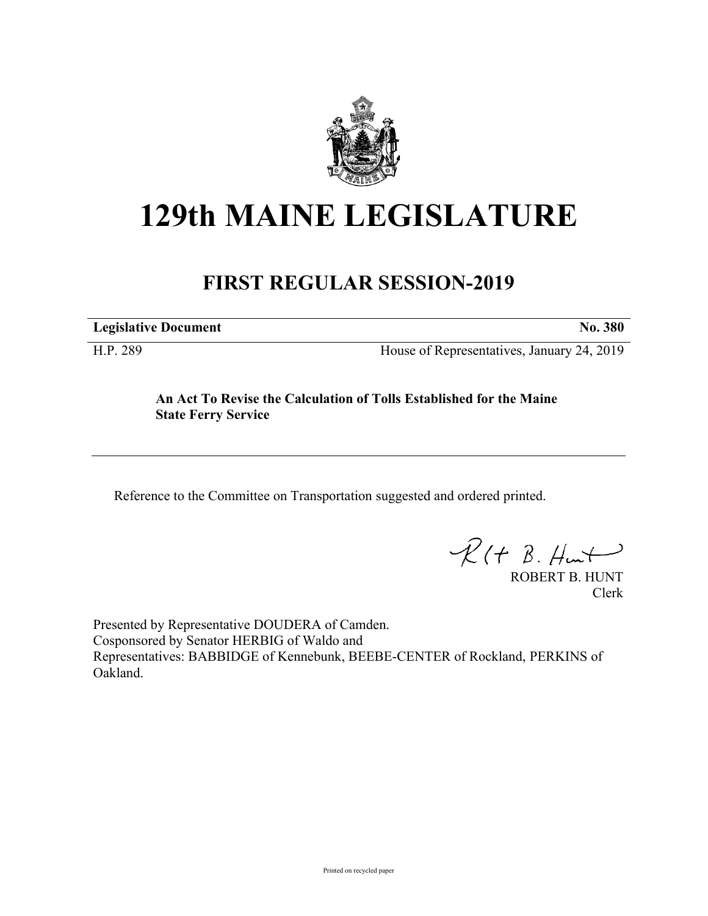# 129th MAINE LEGISLATURE

## FIRST REGULAR SESSION-2019

| **Legislative Document** | **No. 380** |
| --- | --- |
| H.P. 289 | House of Representatives, January 24, 2019 |

**An Act To Revise the Calculation of Tolls Established for the Maine State Ferry Service**

---

Reference to the Committee on Transportation suggested and ordered printed.

ROBERT B. HUNT
Clerk

Presented by Representative DOUDERA of Camden.
Cosponsored by Senator HERBIG of Waldo and
Representatives: BABBIDGE of Kennebunk, BEEBE-CENTER of Rockland, PERKINS of Oakland.

Printed on recycled paper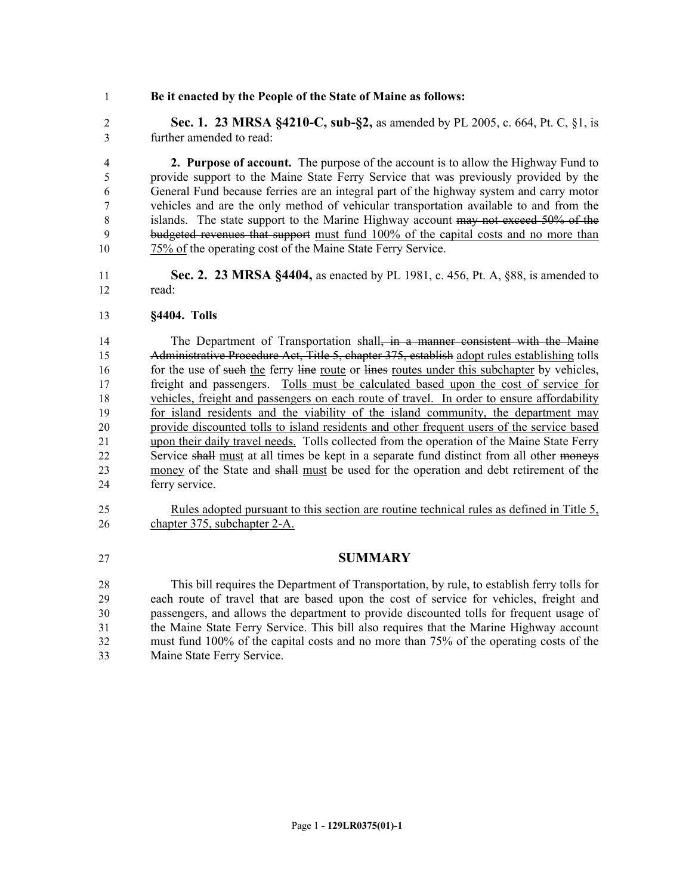**Be it enacted by the People of the State of Maine as follows:**

**Sec. 1. 23 MRSA §4210-C, sub-§2,** as amended by PL 2005, c. 664, Pt. C, §1, is further amended to read:

**2. Purpose of account.** The purpose of the account is to allow the Highway Fund to provide support to the Maine State Ferry Service that was previously provided by the General Fund because ferries are an integral part of the highway system and carry motor vehicles and are the only method of vehicular transportation available to and from the islands. The state support to the Marine Highway account ~~may not exceed 50% of the budgeted revenues that support~~ must fund 100% of the capital costs and no more than 75% of the operating cost of the Maine State Ferry Service.

**Sec. 2. 23 MRSA §4404,** as enacted by PL 1981, c. 456, Pt. A, §88, is amended to read:

**§4404. Tolls**

The Department of Transportation shall~~, in a manner consistent with the Maine Administrative Procedure Act, Title 5, chapter 375, establish~~ adopt rules establishing tolls for the use of ~~such~~ the ferry ~~line~~ route or ~~lines~~ routes under this subchapter by vehicles, freight and passengers. Tolls must be calculated based upon the cost of service for vehicles, freight and passengers on each route of travel. In order to ensure affordability for island residents and the viability of the island community, the department may provide discounted tolls to island residents and other frequent users of the service based upon their daily travel needs. Tolls collected from the operation of the Maine State Ferry Service ~~shall~~ must at all times be kept in a separate fund distinct from all other ~~moneys~~ money of the State and ~~shall~~ must be used for the operation and debt retirement of the ferry service.

Rules adopted pursuant to this section are routine technical rules as defined in Title 5, chapter 375, subchapter 2-A.

## SUMMARY

This bill requires the Department of Transportation, by rule, to establish ferry tolls for each route of travel that are based upon the cost of service for vehicles, freight and passengers, and allows the department to provide discounted tolls for frequent usage of the Maine State Ferry Service. This bill also requires that the Marine Highway account must fund 100% of the capital costs and no more than 75% of the operating costs of the Maine State Ferry Service.